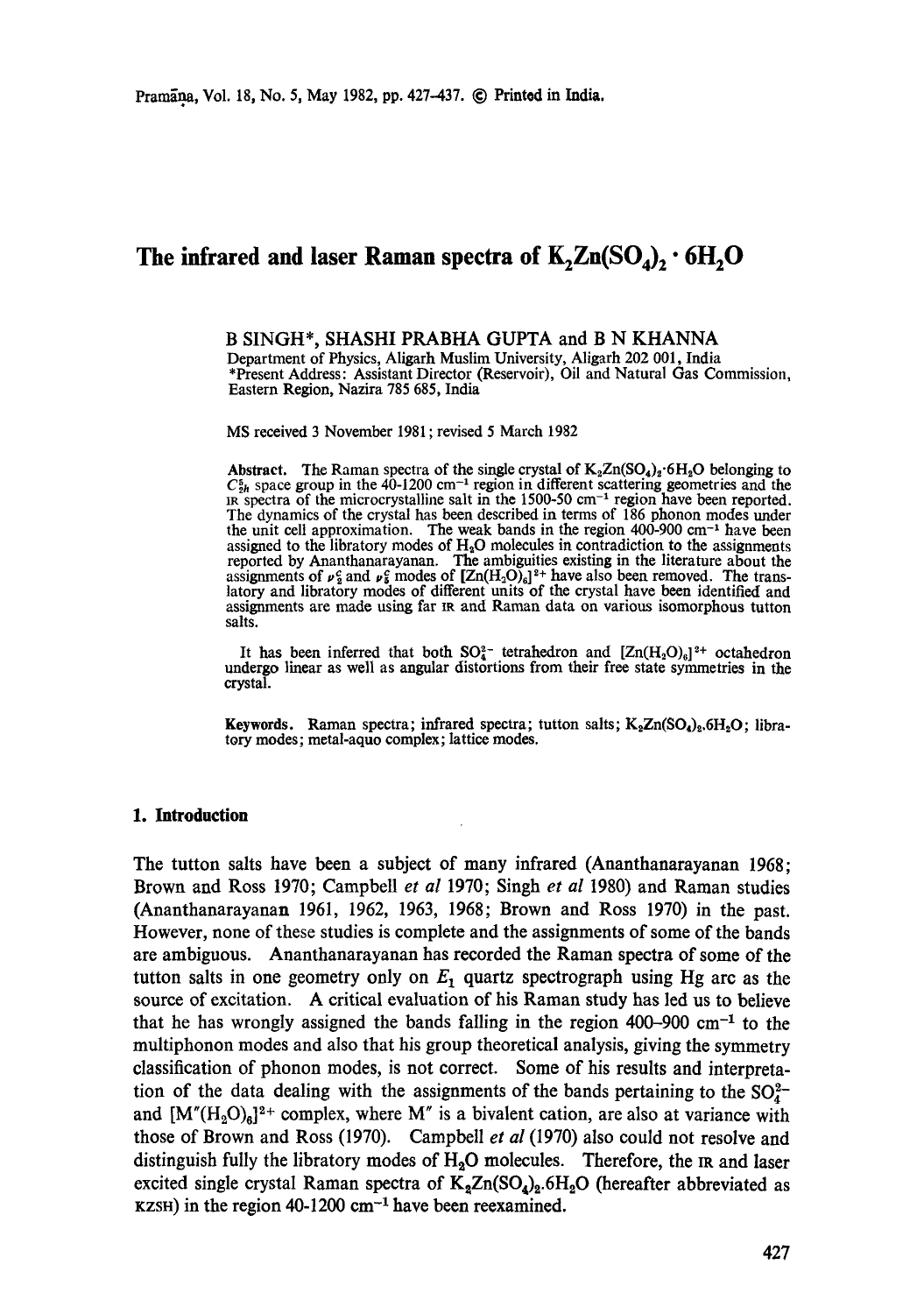# The infrared and laser Raman spectra of $K_2Zn(SO_4)_2 \cdot 6H_2O$

B SINGH*, SHASHI PRABHA GUPTA and B N KHANNA

Department of Physics, Aligarh Muslim University, Aligarh 202 001, India

*Present Address: Assistant Director (Reservoir), Oil and Natural Gas Commission, Eastern Region, Nazira 785 685, India

MS received 3 November 1981; revised 5 March 1982

**Abstract.** The Raman spectra of the single crystal of $K_2Zn(SO_4)_2 \cdot 6H_2O$ belonging to $C_{2h}^5$ space group in the 40-1200 $cm^{-1}$ region in different scattering geometries and the IR spectra of the microcrystalline salt in the 1500-50 $cm^{-1}$ region have been reported. The dynamics of the crystal has been described in terms of 186 phonon modes under the unit cell approximation. The weak bands in the region 400-900 $cm^{-1}$ have been assigned to the libratory modes of $H_2O$ molecules in contradiction to the assignments reported by Ananthanarayanan. The ambiguities existing in the literature about the assignments of $\nu_2^c$ and $\nu_5^c$ modes of $[Zn(H_2O)_6]^{2+}$ have also been removed. The translatory and libratory modes of different units of the crystal have been identified and assignments are made using far IR and Raman data on various isomorphous tutton salts.

It has been inferred that both $SO_4^{2-}$ tetrahedron and $[Zn(H_2O)_6]^{2+}$ octahedron undergo linear as well as angular distortions from their free state symmetries in the crystal.

**Keywords.** Raman spectra; infrared spectra; tutton salts; $K_2Zn(SO_4)_2.6H_2O$; libratory modes; metal-aquo complex; lattice modes.

## 1. Introduction

The tutton salts have been a subject of many infrared (Ananthanarayanan 1968; Brown and Ross 1970; Campbell *et al* 1970; Singh *et al* 1980) and Raman studies (Ananthanarayanan 1961, 1962, 1963, 1968; Brown and Ross 1970) in the past. However, none of these studies is complete and the assignments of some of the bands are ambiguous. Ananthanarayanan has recorded the Raman spectra of some of the tutton salts in one geometry only on $E_1$ quartz spectrograph using Hg arc as the source of excitation. A critical evaluation of his Raman study has led us to believe that he has wrongly assigned the bands falling in the region 400–900 $cm^{-1}$ to the multiphonon modes and also that his group theoretical analysis, giving the symmetry classification of phonon modes, is not correct. Some of his results and interpretation of the data dealing with the assignments of the bands pertaining to the $SO_4^{2-}$ and $[M''(H_2O)_6]^{2+}$ complex, where M'' is a bivalent cation, are also at variance with those of Brown and Ross (1970). Campbell *et al* (1970) also could not resolve and distinguish fully the libratory modes of $H_2O$ molecules. Therefore, the IR and laser excited single crystal Raman spectra of $K_2Zn(SO_4)_2.6H_2O$ (hereafter abbreviated as KZSH) in the region 40-1200 $cm^{-1}$ have been reexamined.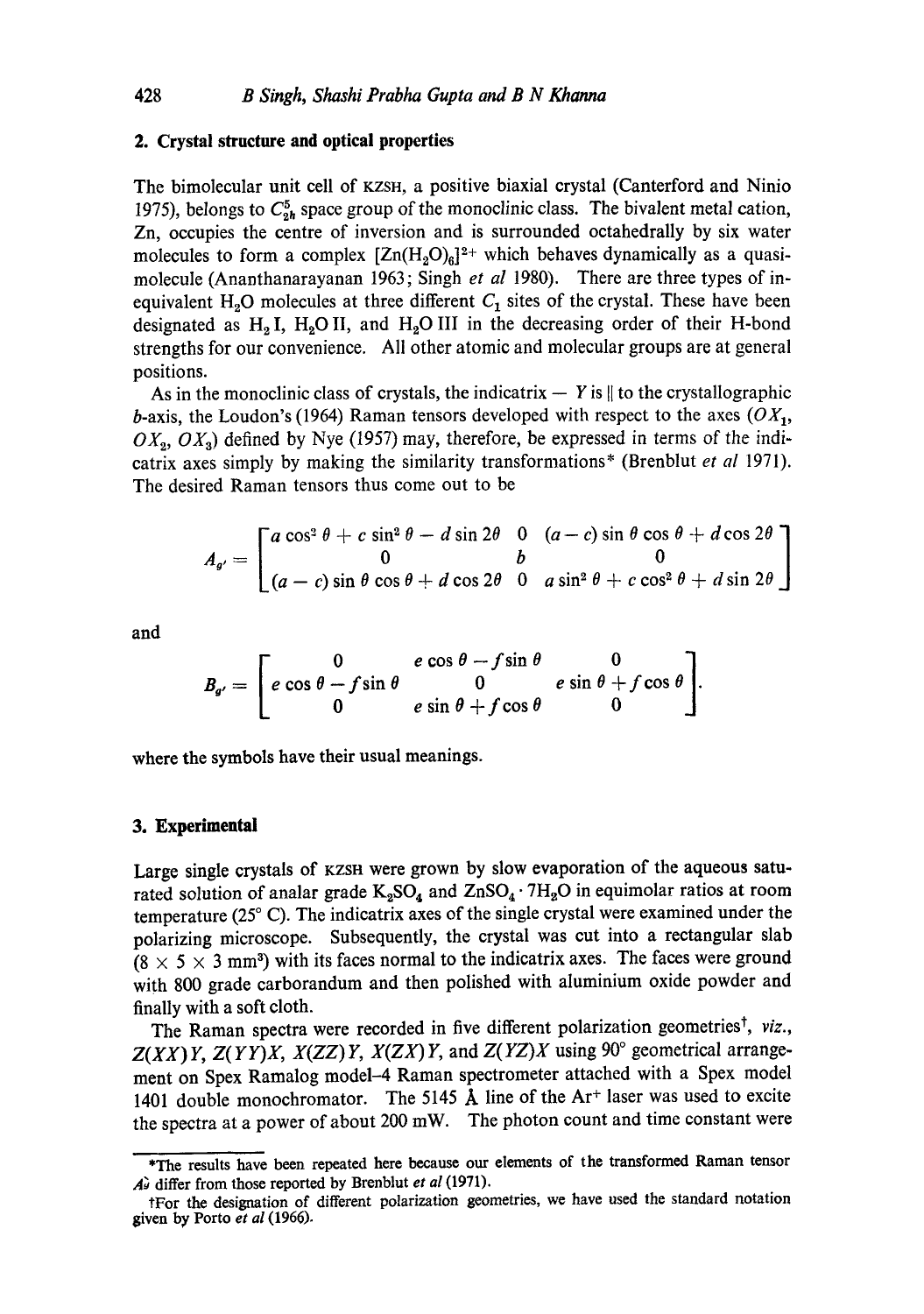## 2. Crystal structure and optical properties

The bimolecular unit cell of KZSH, a positive biaxial crystal (Canterford and Ninio 1975), belongs to $C_{2h}^5$ space group of the monoclinic class. The bivalent metal cation, Zn, occupies the centre of inversion and is surrounded octahedrally by six water molecules to form a complex $[Zn(H_2O)_6]^{2+}$ which behaves dynamically as a quasi-molecule (Ananthanarayanan 1963; Singh *et al* 1980). There are three types of in-equivalent $H_2O$ molecules at three different $C_1$ sites of the crystal. These have been designated as $H_2$ I, $H_2O$ II, and $H_2O$ III in the decreasing order of their H-bond strengths for our convenience. All other atomic and molecular groups are at general positions.

As in the monoclinic class of crystals, the indicatrix — $Y$ is ∥ to the crystallographic $b$-axis, the Loudon's (1964) Raman tensors developed with respect to the axes ($OX_1$, $OX_2$, $OX_3$) defined by Nye (1957) may, therefore, be expressed in terms of the indicatrix axes simply by making the similarity transformations* (Brenblut *et al* 1971). The desired Raman tensors thus come out to be

$$A_{g'} = \begin{bmatrix} a\cos^2\theta + c\sin^2\theta - d\sin 2\theta & 0 & (a-c)\sin\theta\cos\theta + d\cos 2\theta \\ 0 & b & 0 \\ (a-c)\sin\theta\cos\theta + d\cos 2\theta & 0 & a\sin^2\theta + c\cos^2\theta + d\sin 2\theta \end{bmatrix}$$

and

$$B_{g'} = \begin{bmatrix} 0 & e\cos\theta - f\sin\theta & 0 \\ e\cos\theta - f\sin\theta & 0 & e\sin\theta + f\cos\theta \\ 0 & e\sin\theta + f\cos\theta & 0 \end{bmatrix}.$$

where the symbols have their usual meanings.

## 3. Experimental

Large single crystals of KZSH were grown by slow evaporation of the aqueous saturated solution of analar grade $K_2SO_4$ and $ZnSO_4 \cdot 7H_2O$ in equimolar ratios at room temperature (25° C). The indicatrix axes of the single crystal were examined under the polarizing microscope. Subsequently, the crystal was cut into a rectangular slab ($8 \times 5 \times 3$ mm$^3$) with its faces normal to the indicatrix axes. The faces were ground with 800 grade carborandum and then polished with aluminium oxide powder and finally with a soft cloth.

The Raman spectra were recorded in five different polarization geometries†, *viz.*, $Z(XX)Y$, $Z(YY)X$, $X(ZZ)Y$, $X(ZX)Y$, and $Z(YZ)X$ using 90° geometrical arrangement on Spex Ramalog model–4 Raman spectrometer attached with a Spex model 1401 double monochromator. The 5145 Å line of the $Ar^+$ laser was used to excite the spectra at a power of about 200 mW. The photon count and time constant were

---

*The results have been repeated here because our elements of the transformed Raman tensor $A_{g'}$ differ from those reported by Brenblut *et al* (1971).

†For the designation of different polarization geometries, we have used the standard notation given by Porto *et al* (1966).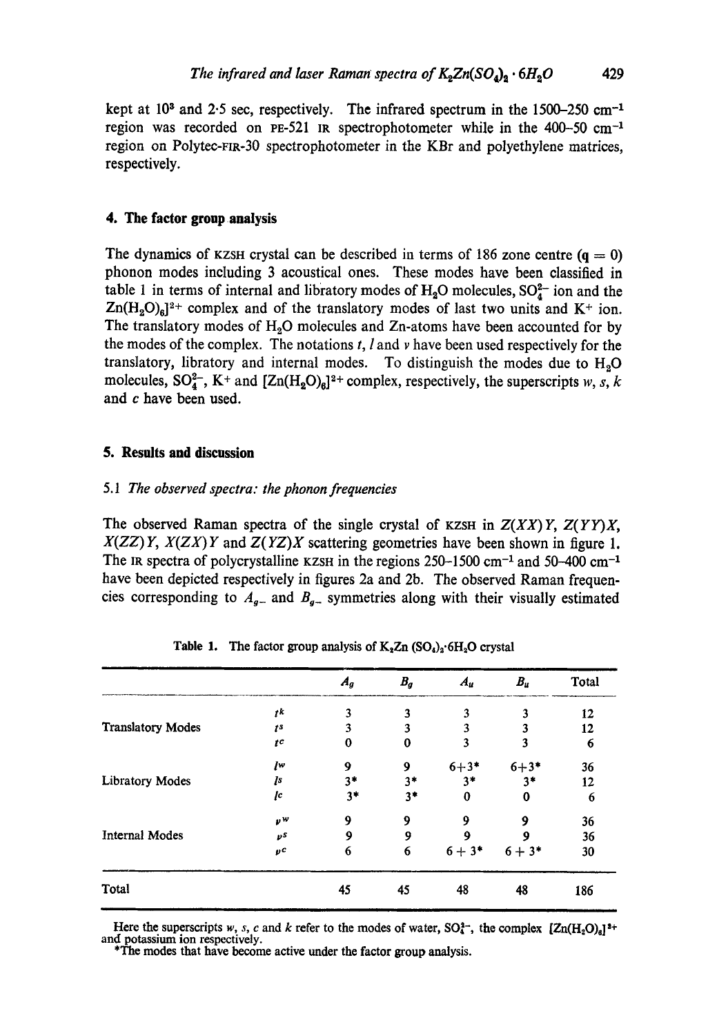kept at $10^3$ and 2·5 sec, respectively. The infrared spectrum in the 1500–250 cm$^{-1}$ region was recorded on PE-521 IR spectrophotometer while in the 400–50 cm$^{-1}$ region on Polytec-FIR-30 spectrophotometer in the KBr and polyethylene matrices, respectively.

## 4. The factor group analysis

The dynamics of KZSH crystal can be described in terms of 186 zone centre ($\mathbf{q} = 0$) phonon modes including 3 acoustical ones. These modes have been classified in table 1 in terms of internal and libratory modes of $H_2O$ molecules, $SO_4^{2-}$ ion and the $Zn(H_2O)_6]^{2+}$ complex and of the translatory modes of last two units and $K^+$ ion. The translatory modes of $H_2O$ molecules and Zn-atoms have been accounted for by the modes of the complex. The notations $t$, $l$ and $\nu$ have been used respectively for the translatory, libratory and internal modes. To distinguish the modes due to $H_2O$ molecules, $SO_4^{2-}$, $K^+$ and $[Zn(H_2O)_6]^{2+}$ complex, respectively, the superscripts $w$, $s$, $k$ and $c$ have been used.

## 5. Results and discussion

### 5.1 *The observed spectra: the phonon frequencies*

The observed Raman spectra of the single crystal of KZSH in $Z(XX)Y$, $Z(YY)X$, $X(ZZ)Y$, $X(ZX)Y$ and $Z(YZ)X$ scattering geometries have been shown in figure 1. The IR spectra of polycrystalline KZSH in the regions 250–1500 cm$^{-1}$ and 50–400 cm$^{-1}$ have been depicted respectively in figures 2a and 2b. The observed Raman frequencies corresponding to $A_g$– and $B_g$– symmetries along with their visually estimated

**Table 1.** The factor group analysis of $K_2Zn(SO_4)_2 \cdot 6H_2O$ crystal

| | | $A_g$ | $B_g$ | $A_u$ | $B_u$ | Total |
|---|---|---|---|---|---|---|
| Translatory Modes | $t^k$ | 3 | 3 | 3 | 3 | 12 |
| | $t^s$ | 3 | 3 | 3 | 3 | 12 |
| | $t^c$ | 0 | 0 | 3 | 3 | 6 |
| Libratory Modes | $l^w$ | 9 | 9 | 6+3* | 6+3* | 36 |
| | $l^s$ | 3* | 3* | 3* | 3* | 12 |
| | $l^c$ | 3* | 3* | 0 | 0 | 6 |
| Internal Modes | $\nu^w$ | 9 | 9 | 9 | 9 | 36 |
| | $\nu^s$ | 9 | 9 | 9 | 9 | 36 |
| | $\nu^c$ | 6 | 6 | 6 + 3* | 6 + 3* | 30 |
| Total | | 45 | 45 | 48 | 48 | 186 |

Here the superscripts $w$, $s$, $c$ and $k$ refer to the modes of water, $SO_4^{2-}$, the complex $[Zn(H_2O)_6]^{2+}$ and potassium ion respectively.
*The modes that have become active under the factor group analysis.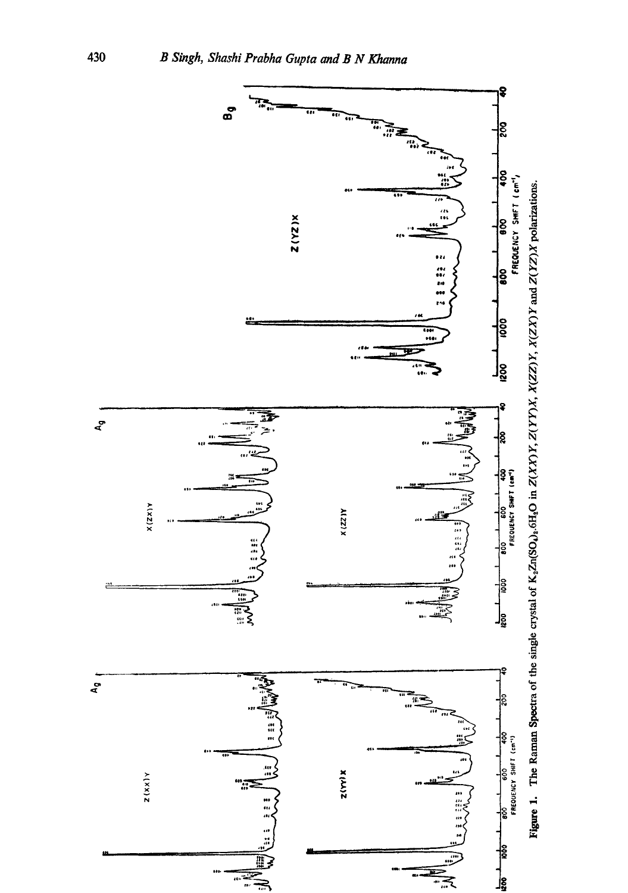**Figure 1.** The Raman Spectra of the single crystal of $K_2Zn(SO_4)_2.6H_2O$ in $Z(XX)Y$, $Z(YY)X$, $X(ZZ)Y$, $X(ZX)Y$ and $Z(YZ)X$ polarizations.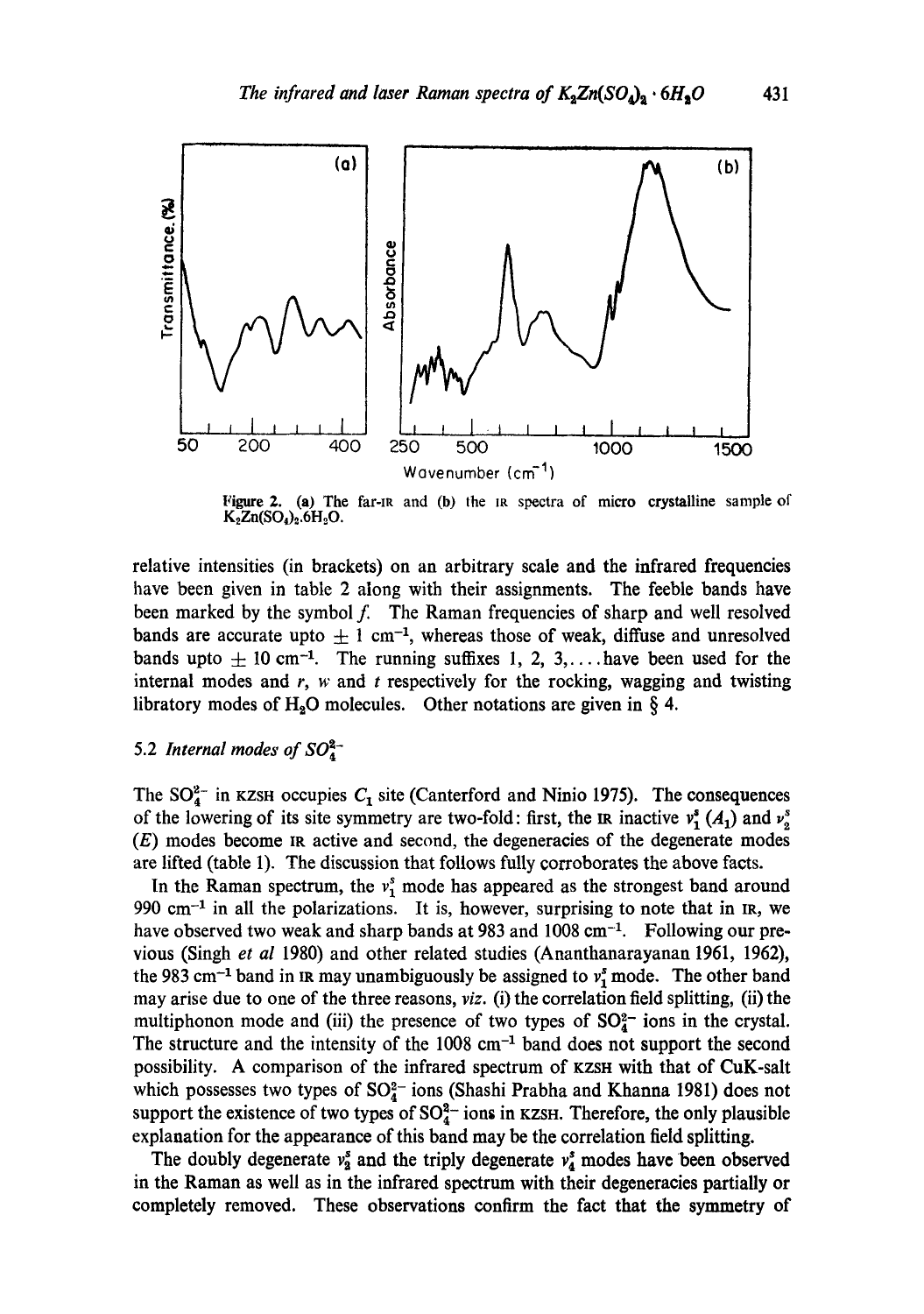Figure 2. (a) The far-IR and (b) the IR spectra of micro crystalline sample of $K_2Zn(SO_4)_2.6H_2O$.

relative intensities (in brackets) on an arbitrary scale and the infrared frequencies have been given in table 2 along with their assignments. The feeble bands have been marked by the symbol *f*. The Raman frequencies of sharp and well resolved bands are accurate upto $\pm$ 1 $cm^{-1}$, whereas those of weak, diffuse and unresolved bands upto $\pm$ 10 $cm^{-1}$. The running suffixes 1, 2, 3,.... have been used for the internal modes and *r*, *w* and *t* respectively for the rocking, wagging and twisting libratory modes of $H_2O$ molecules. Other notations are given in § 4.

### 5.2 *Internal modes of* $SO_4^{2-}$

The $SO_4^{2-}$ in KZSH occupies $C_1$ site (Canterford and Ninio 1975). The consequences of the lowering of its site symmetry are two-fold: first, the IR inactive $\nu_1^s$ ($A_1$) and $\nu_2^s$ ($E$) modes become IR active and second, the degeneracies of the degenerate modes are lifted (table 1). The discussion that follows fully corroborates the above facts.

In the Raman spectrum, the $\nu_1^s$ mode has appeared as the strongest band around 990 $cm^{-1}$ in all the polarizations. It is, however, surprising to note that in IR, we have observed two weak and sharp bands at 983 and 1008 $cm^{-1}$. Following our previous (Singh *et al* 1980) and other related studies (Ananthanarayanan 1961, 1962), the 983 $cm^{-1}$ band in IR may unambiguously be assigned to $\nu_1^s$ mode. The other band may arise due to one of the three reasons, *viz.* (i) the correlation field splitting, (ii) the multiphonon mode and (iii) the presence of two types of $SO_4^{2-}$ ions in the crystal. The structure and the intensity of the 1008 $cm^{-1}$ band does not support the second possibility. A comparison of the infrared spectrum of KZSH with that of CuK-salt which possesses two types of $SO_4^{2-}$ ions (Shashi Prabha and Khanna 1981) does not support the existence of two types of $SO_4^{2-}$ ions in KZSH. Therefore, the only plausible explanation for the appearance of this band may be the correlation field splitting.

The doubly degenerate $\nu_2^s$ and the triply degenerate $\nu_4^s$ modes have been observed in the Raman as well as in the infrared spectrum with their degeneracies partially or completely removed. These observations confirm the fact that the symmetry of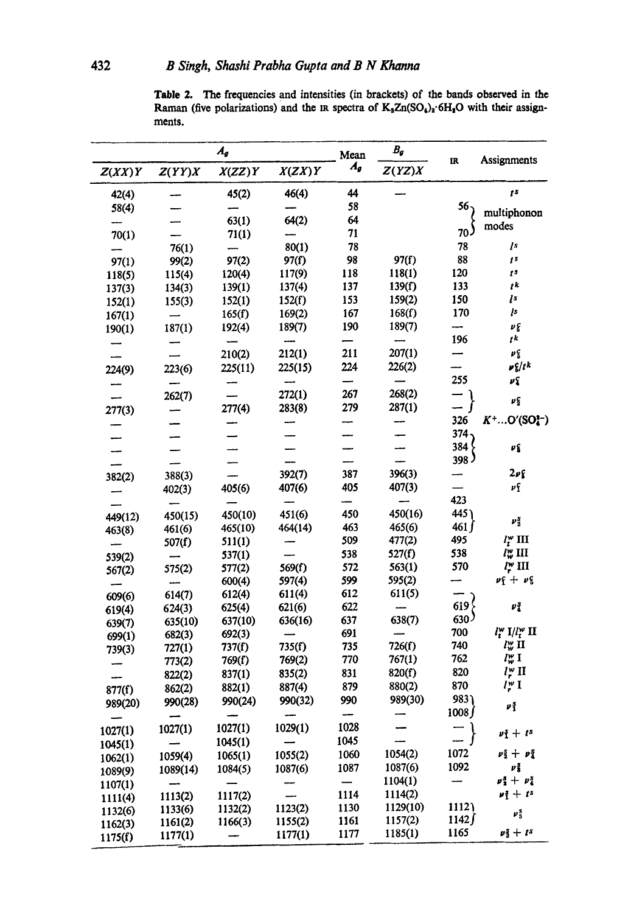**Table 2.** The frequencies and intensities (in brackets) of the bands observed in the Raman (five polarizations) and the IR spectra of $K_2Zn(SO_4)_2{\cdot}6H_2O$ with their assignments.

| $A_g$ | | | | Mean $A_g$ | $B_g$ | IR | Assignments |
|---|---|---|---|---|---|---|---|
| $Z(XX)Y$ | $Z(YY)X$ | $X(ZZ)Y$ | $X(ZX)Y$ | | $Z(YZ)X$ | | |
| 42(4) | — | 45(2) | 46(4) | 44 | — | | $t^s$ |
| 58(4) | — | — | — | 58 | | 56 | multiphonon modes |
| — | — | 63(1) | 64(2) | 64 | | | multiphonon modes |
| 70(1) | — | 71(1) | — | 71 | | 70 | multiphonon modes |
| — | 76(1) | — | 80(1) | 78 | | 78 | $l^s$ |
| 97(1) | 99(2) | 97(2) | 97(f) | 98 | 97(f) | 88 | $t^s$ |
| 118(5) | 115(4) | 120(4) | 117(9) | 118 | 118(1) | 120 | $t^s$ |
| 137(3) | 134(3) | 139(1) | 137(4) | 137 | 139(f) | 133 | $t^k$ |
| 152(1) | 155(3) | 152(1) | 152(f) | 153 | 159(2) | 150 | $l^s$ |
| 167(1) | — | 165(f) | 169(2) | 167 | 168(f) | 170 | $l^s$ |
| 190(1) | 187(1) | 192(4) | 189(7) | 190 | 189(7) | — | $\nu_3^c$ |
| — | — | — | — | — | — | 196 | $t^k$ |
| — | — | 210(2) | 212(1) | 211 | 207(1) | — | $\nu_2^c$ |
| 224(9) | 223(6) | 225(11) | 225(15) | 224 | 226(2) | — | $\nu_2^c/t^k$ |
| — | — | — | — | — | — | 255 | $\nu_3^c$ |
| — | 262(7) | — | 272(1) | 267 | 268(2) | — | $\nu_3^c$ |
| 277(3) | — | 277(4) | 283(8) | 279 | 287(1) | — | $\nu_3^c$ |
| — | — | — | — | — | — | 326 | $K^+ \ldots O'(SO_4^{2-})$ |
| — | — | — | — | — | — | 374 | $\nu_3^c$ |
| — | — | — | — | — | — | 384 | $\nu_3^c$ |
| — | — | — | — | — | — | 398 | $\nu_3^c$ |
| 382(2) | 388(3) | — | 392(7) | 387 | 396(3) | — | $2\nu_3^c$ |
| — | 402(3) | 405(6) | 407(6) | 405 | 407(3) | — | $\nu_1^c$ |
| — | — | — | — | — | — | 423 | |
| 449(12) | 450(15) | 450(10) | 451(6) | 450 | 450(16) | 445 | $\nu_2^s$ |
| 463(8) | 461(6) | 465(10) | 464(14) | 463 | 465(6) | 461 | $\nu_2^s$ |
| — | 507(f) | 511(1) | — | 509 | 477(2) | 495 | $l_t^w$ III |
| 539(2) | — | 537(1) | — | 538 | 527(f) | 538 | $l_w^w$ III |
| 567(2) | 575(2) | 577(2) | 569(f) | 572 | 563(1) | 570 | $l_r^w$ III |
| — | — | 600(4) | 597(4) | 599 | 595(2) | — | $\nu_1^c + \nu_3^c$ |
| 609(6) | 614(7) | 612(4) | 611(4) | 612 | 611(5) | — | $\nu_4^s$ |
| 619(4) | 624(3) | 625(4) | 621(6) | 622 | — | 619 | $\nu_4^s$ |
| 639(7) | 635(10) | 637(10) | 636(16) | 637 | 638(7) | 630 | $\nu_4^s$ |
| 699(1) | 682(3) | 692(3) | — | 691 | — | 700 | $l_t^w$ I/$l_t^w$ II |
| 739(3) | 727(1) | 737(f) | 735(f) | 735 | 726(f) | 740 | $l_w^w$ II |
| — | 773(2) | 769(f) | 769(2) | 770 | 767(1) | 762 | $l_w^w$ I |
| — | 822(2) | 837(1) | 835(2) | 831 | 820(f) | 820 | $l_r^w$ II |
| 877(f) | 862(2) | 882(1) | 887(4) | 879 | 880(2) | 870 | $l_r^w$ I |
| 989(20) | 990(28) | 990(24) | 990(32) | 990 | 989(30) | 983 | $\nu_1^s$ |
| — | — | — | — | — | — | 1008 | $\nu_1^s$ |
| 1027(1) | 1027(1) | 1027(1) | 1029(1) | 1028 | — | — | $\nu_1^s + t^s$ |
| 1045(1) | — | 1045(1) | — | 1045 | — | — | $\nu_1^s + t^s$ |
| 1062(1) | 1059(4) | 1065(1) | 1055(2) | 1060 | 1054(2) | 1072 | $\nu_2^s + \nu_4^s$ |
| 1089(9) | 1089(14) | 1084(5) | 1087(6) | 1087 | 1087(6) | 1092 | $\nu_3^s$ |
| 1107(1) | — | — | — | — | 1104(1) | — | $\nu_2^s + \nu_4^s$ |
| 1111(4) | 1113(2) | 1117(2) | — | 1114 | 1114(2) | | $\nu_1^s + t^s$ |
| 1132(6) | 1133(6) | 1132(2) | 1123(2) | 1130 | 1129(10) | 1121 | $\nu_3^s$ |
| 1162(3) | 1161(2) | 1166(3) | 1155(2) | 1161 | 1157(2) | 1142 | $\nu_3^s$ |
| 1175(f) | 1177(1) | — | 1177(1) | 1177 | 1185(1) | 1165 | $\nu_3^s + t^s$ |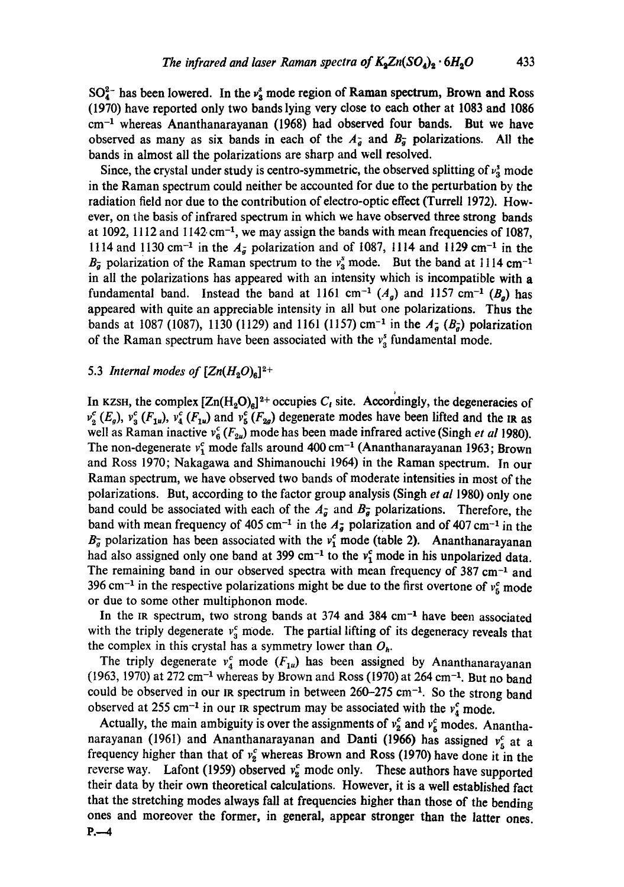$SO_4^{2-}$ has been lowered. In the $\nu_3^s$ mode region of Raman spectrum, Brown and Ross (1970) have reported only two bands lying very close to each other at 1083 and 1086 $cm^{-1}$ whereas Ananthanarayanan (1968) had observed four bands. But we have observed as many as six bands in each of the $A_g^-$ and $B_g^-$ polarizations. All the bands in almost all the polarizations are sharp and well resolved.

Since, the crystal under study is centro-symmetric, the observed splitting of $\nu_3^s$ mode in the Raman spectrum could neither be accounted for due to the perturbation by the radiation field nor due to the contribution of electro-optic effect (Turrell 1972). However, on the basis of infrared spectrum in which we have observed three strong bands at 1092, 1112 and 1142 $cm^{-1}$, we may assign the bands with mean frequencies of 1087, 1114 and 1130 $cm^{-1}$ in the $A_g^-$ polarization and of 1087, 1114 and 1129 $cm^{-1}$ in the $B_g^-$ polarization of the Raman spectrum to the $\nu_3^s$ mode. But the band at 1114 $cm^{-1}$ in all the polarizations has appeared with an intensity which is incompatible with a fundamental band. Instead the band at 1161 $cm^{-1}$ ($A_g$) and 1157 $cm^{-1}$ ($B_g$) has appeared with quite an appreciable intensity in all but one polarizations. Thus the bands at 1087 (1087), 1130 (1129) and 1161 (1157) $cm^{-1}$ in the $A_g^-$ ($B_g^-$) polarization of the Raman spectrum have been associated with the $\nu_3^s$ fundamental mode.

### 5.3 *Internal modes of* $[Zn(H_2O)_6]^{2+}$

In KZSH, the complex $[Zn(H_2O)_6]^{2+}$ occupies $C_i$ site. Accordingly, the degeneracies of $\nu_2^c$ ($E_g$), $\nu_3^c$ ($F_{1u}$), $\nu_4^c$ ($F_{1u}$) and $\nu_5^c$ ($F_{2g}$) degenerate modes have been lifted and the IR as well as Raman inactive $\nu_6^c$ ($F_{2u}$) mode has been made infrared active (Singh *et al* 1980). The non-degenerate $\nu_1^c$ mode falls around 400 $cm^{-1}$ (Ananthanarayanan 1963; Brown and Ross 1970; Nakagawa and Shimanouchi 1964) in the Raman spectrum. In our Raman spectrum, we have observed two bands of moderate intensities in most of the polarizations. But, according to the factor group analysis (Singh *et al* 1980) only one band could be associated with each of the $A_g^-$ and $B_g^-$ polarizations. Therefore, the band with mean frequency of 405 $cm^{-1}$ in the $A_g^-$ polarization and of 407 $cm^{-1}$ in the $B_g^-$ polarization has been associated with the $\nu_1^c$ mode (table 2). Ananthanarayanan had also assigned only one band at 399 $cm^{-1}$ to the $\nu_1^c$ mode in his unpolarized data. The remaining band in our observed spectra with mean frequency of 387 $cm^{-1}$ and 396 $cm^{-1}$ in the respective polarizations might be due to the first overtone of $\nu_5^c$ mode or due to some other multiphonon mode.

In the IR spectrum, two strong bands at 374 and 384 $cm^{-1}$ have been associated with the triply degenerate $\nu_3^c$ mode. The partial lifting of its degeneracy reveals that the complex in this crystal has a symmetry lower than $O_h$.

The triply degenerate $\nu_4^c$ mode ($F_{1u}$) has been assigned by Ananthanarayanan (1963, 1970) at 272 $cm^{-1}$ whereas by Brown and Ross (1970) at 264 $cm^{-1}$. But no band could be observed in our IR spectrum in between 260–275 $cm^{-1}$. So the strong band observed at 255 $cm^{-1}$ in our IR spectrum may be associated with the $\nu_4^c$ mode.

Actually, the main ambiguity is over the assignments of $\nu_2^c$ and $\nu_5^c$ modes. Ananthanarayanan (1961) and Ananthanarayanan and Danti (1966) has assigned $\nu_5^c$ at a frequency higher than that of $\nu_2^c$ whereas Brown and Ross (1970) have done it in the reverse way. Lafont (1959) observed $\nu_2^c$ mode only. These authors have supported their data by their own theoretical calculations. However, it is a well established fact that the stretching modes always fall at frequencies higher than those of the bending ones and moreover the former, in general, appear stronger than the latter ones.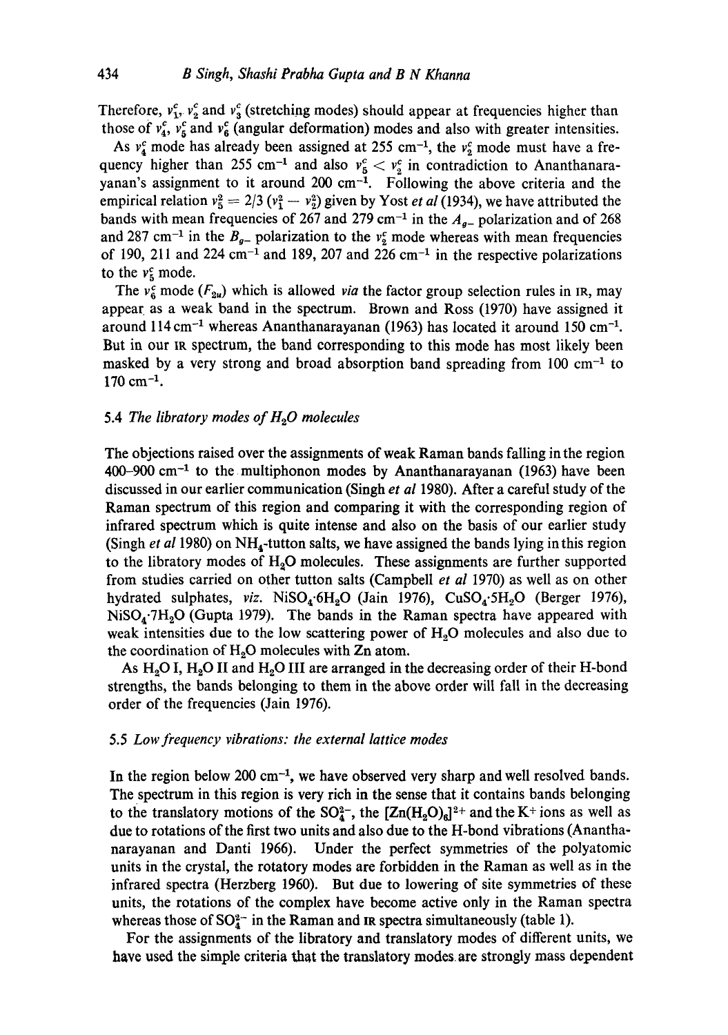Therefore, $\nu_1^c$, $\nu_2^c$ and $\nu_3^c$ (stretching modes) should appear at frequencies higher than those of $\nu_4^c$, $\nu_5^c$ and $\nu_6^c$ (angular deformation) modes and also with greater intensities.

As $\nu_4^c$ mode has already been assigned at 255 cm$^{-1}$, the $\nu_2^c$ mode must have a frequency higher than 255 cm$^{-1}$ and also $\nu_5^c < \nu_2^c$ in contradiction to Ananthanarayanan's assignment to it around 200 cm$^{-1}$. Following the above criteria and the empirical relation $\nu_5^2 = 2/3\,(\nu_1^2 - \nu_2^2)$ given by Yost *et al* (1934), we have attributed the bands with mean frequencies of 267 and 279 cm$^{-1}$ in the $A_{g-}$ polarization and of 268 and 287 cm$^{-1}$ in the $B_{g-}$ polarization to the $\nu_2^c$ mode whereas with mean frequencies of 190, 211 and 224 cm$^{-1}$ and 189, 207 and 226 cm$^{-1}$ in the respective polarizations to the $\nu_5^c$ mode.

The $\nu_6^c$ mode ($F_{2u}$) which is allowed *via* the factor group selection rules in IR, may appear as a weak band in the spectrum. Brown and Ross (1970) have assigned it around 114 cm$^{-1}$ whereas Ananthanarayanan (1963) has located it around 150 cm$^{-1}$. But in our IR spectrum, the band corresponding to this mode has most likely been masked by a very strong and broad absorption band spreading from 100 cm$^{-1}$ to 170 cm$^{-1}$.

### 5.4 *The libratory modes of $H_2O$ molecules*

The objections raised over the assignments of weak Raman bands falling in the region 400–900 cm$^{-1}$ to the multiphonon modes by Ananthanarayanan (1963) have been discussed in our earlier communication (Singh *et al* 1980). After a careful study of the Raman spectrum of this region and comparing it with the corresponding region of infrared spectrum which is quite intense and also on the basis of our earlier study (Singh *et al* 1980) on $NH_4$-tutton salts, we have assigned the bands lying in this region to the libratory modes of $H_2O$ molecules. These assignments are further supported from studies carried on other tutton salts (Campbell *et al* 1970) as well as on other hydrated sulphates, *viz.* $NiSO_4{\cdot}6H_2O$ (Jain 1976), $CuSO_4{\cdot}5H_2O$ (Berger 1976), $NiSO_4{\cdot}7H_2O$ (Gupta 1979). The bands in the Raman spectra have appeared with weak intensities due to the low scattering power of $H_2O$ molecules and also due to the coordination of $H_2O$ molecules with Zn atom.

As $H_2O$ I, $H_2O$ II and $H_2O$ III are arranged in the decreasing order of their H-bond strengths, the bands belonging to them in the above order will fall in the decreasing order of the frequencies (Jain 1976).

### 5.5 *Low frequency vibrations: the external lattice modes*

In the region below 200 cm$^{-1}$, we have observed very sharp and well resolved bands. The spectrum in this region is very rich in the sense that it contains bands belonging to the translatory motions of the $SO_4^{2-}$, the $[Zn(H_2O)_6]^{2+}$ and the $K^+$ ions as well as due to rotations of the first two units and also due to the H-bond vibrations (Ananthanarayanan and Danti 1966). Under the perfect symmetries of the polyatomic units in the crystal, the rotatory modes are forbidden in the Raman as well as in the infrared spectra (Herzberg 1960). But due to lowering of site symmetries of these units, the rotations of the complex have become active only in the Raman spectra whereas those of $SO_4^{2-}$ in the Raman and IR spectra simultaneously (table 1).

For the assignments of the libratory and translatory modes of different units, we have used the simple criteria that the translatory modes are strongly mass dependent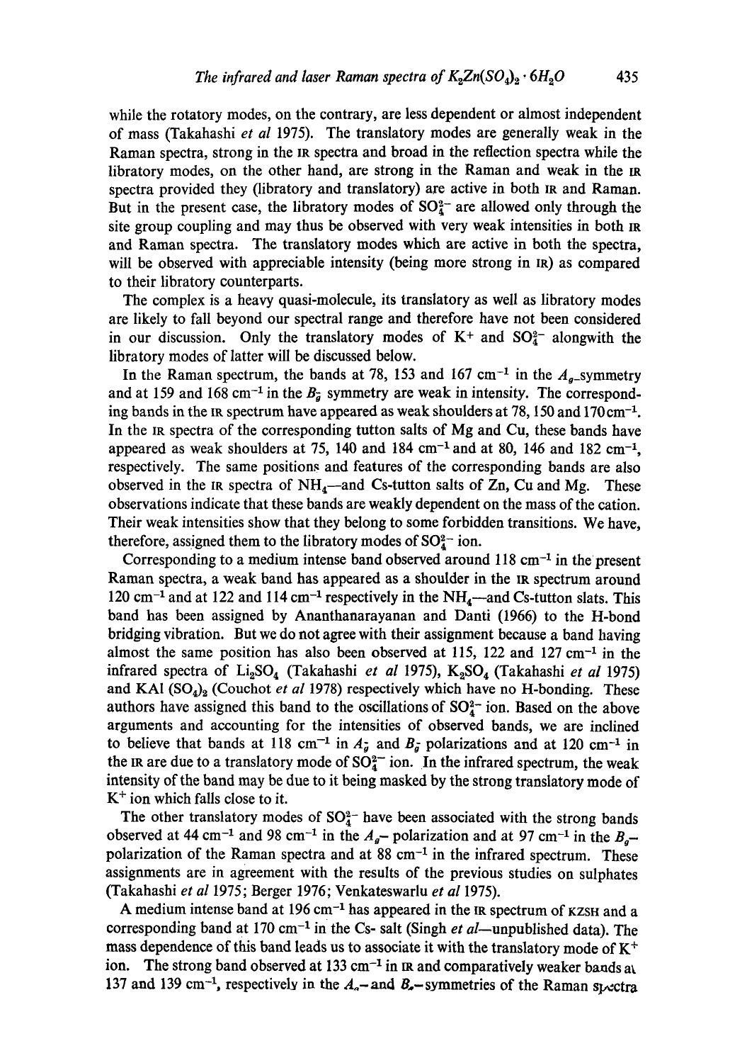while the rotatory modes, on the contrary, are less dependent or almost independent of mass (Takahashi *et al* 1975). The translatory modes are generally weak in the Raman spectra, strong in the IR spectra and broad in the reflection spectra while the libratory modes, on the other hand, are strong in the Raman and weak in the IR spectra provided they (libratory and translatory) are active in both IR and Raman. But in the present case, the libratory modes of $SO_4^{2-}$ are allowed only through the site group coupling and may thus be observed with very weak intensities in both IR and Raman spectra. The translatory modes which are active in both the spectra, will be observed with appreciable intensity (being more strong in IR) as compared to their libratory counterparts.

The complex is a heavy quasi-molecule, its translatory as well as libratory modes are likely to fall beyond our spectral range and therefore have not been considered in our discussion. Only the translatory modes of $K^+$ and $SO_4^{2-}$ alongwith the libratory modes of latter will be discussed below.

In the Raman spectrum, the bands at 78, 153 and 167 $cm^{-1}$ in the $A_g$-symmetry and at 159 and 168 $cm^{-1}$ in the $B_g$ symmetry are weak in intensity. The corresponding bands in the IR spectrum have appeared as weak shoulders at 78, 150 and 170 $cm^{-1}$. In the IR spectra of the corresponding tutton salts of Mg and Cu, these bands have appeared as weak shoulders at 75, 140 and 184 $cm^{-1}$ and at 80, 146 and 182 $cm^{-1}$, respectively. The same positions and features of the corresponding bands are also observed in the IR spectra of $NH_4$—and Cs-tutton salts of Zn, Cu and Mg. These observations indicate that these bands are weakly dependent on the mass of the cation. Their weak intensities show that they belong to some forbidden transitions. We have, therefore, assigned them to the libratory modes of $SO_4^{2-}$ ion.

Corresponding to a medium intense band observed around 118 $cm^{-1}$ in the present Raman spectra, a weak band has appeared as a shoulder in the IR spectrum around 120 $cm^{-1}$ and at 122 and 114 $cm^{-1}$ respectively in the $NH_4$—and Cs-tutton slats. This band has been assigned by Ananthanarayanan and Danti (1966) to the H-bond bridging vibration. But we do not agree with their assignment because a band having almost the same position has also been observed at 115, 122 and 127 $cm^{-1}$ in the infrared spectra of $Li_2SO_4$ (Takahashi *et al* 1975), $K_2SO_4$ (Takahashi *et al* 1975) and $KAl(SO_4)_2$ (Couchot *et al* 1978) respectively which have no H-bonding. These authors have assigned this band to the oscillations of $SO_4^{2-}$ ion. Based on the above arguments and accounting for the intensities of observed bands, we are inclined to believe that bands at 118 $cm^{-1}$ in $A_g$ and $B_g$ polarizations and at 120 $cm^{-1}$ in the IR are due to a translatory mode of $SO_4^{2-}$ ion. In the infrared spectrum, the weak intensity of the band may be due to it being masked by the strong translatory mode of $K^+$ ion which falls close to it.

The other translatory modes of $SO_4^{2-}$ have been associated with the strong bands observed at 44 $cm^{-1}$ and 98 $cm^{-1}$ in the $A_g$– polarization and at 97 $cm^{-1}$ in the $B_g$– polarization of the Raman spectra and at 88 $cm^{-1}$ in the infrared spectrum. These assignments are in agreement with the results of the previous studies on sulphates (Takahashi *et al* 1975; Berger 1976; Venkateswarlu *et al* 1975).

A medium intense band at 196 $cm^{-1}$ has appeared in the IR spectrum of KZSH and a corresponding band at 170 $cm^{-1}$ in the Cs- salt (Singh *et al*—unpublished data). The mass dependence of this band leads us to associate it with the translatory mode of $K^+$ ion. The strong band observed at 133 $cm^{-1}$ in IR and comparatively weaker bands at 137 and 139 $cm^{-1}$, respectively in the $A_g$– and $B_g$– symmetries of the Raman spectra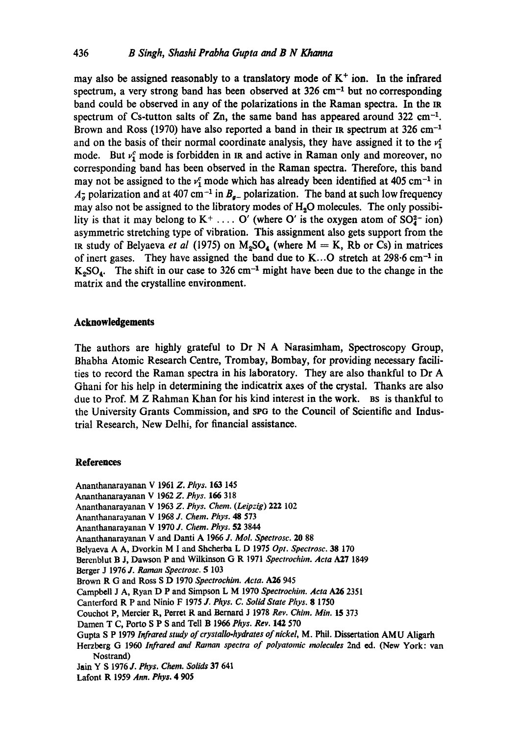may also be assigned reasonably to a translatory mode of $K^+$ ion. In the infrared spectrum, a very strong band has been observed at 326 $cm^{-1}$ but no corresponding band could be observed in any of the polarizations in the Raman spectra. In the IR spectrum of Cs-tutton salts of Zn, the same band has appeared around 322 $cm^{-1}$. Brown and Ross (1970) have also reported a band in their IR spectrum at 326 $cm^{-1}$ and on the basis of their normal coordinate analysis, they have assigned it to the $\nu_1^c$ mode. But $\nu_1^c$ mode is forbidden in IR and active in Raman only and moreover, no corresponding band has been observed in the Raman spectra. Therefore, this band may not be assigned to the $\nu_1^c$ mode which has already been identified at 405 $cm^{-1}$ in $A_g^-$ polarization and at 407 $cm^{-1}$ in $B_{g-}$ polarization. The band at such low frequency may also not be assigned to the libratory modes of $H_2O$ molecules. The only possibility is that it may belong to $K^+ \ldots O'$ (where O′ is the oxygen atom of $SO_4^{2-}$ ion) asymmetric stretching type of vibration. This assignment also gets support from the IR study of Belyaeva *et al* (1975) on $M_2SO_4$ (where M = K, Rb or Cs) in matrices of inert gases. They have assigned the band due to K...O stretch at 298·6 $cm^{-1}$ in $K_2SO_4$. The shift in our case to 326 $cm^{-1}$ might have been due to the change in the matrix and the crystalline environment.

## Acknowledgements

The authors are highly grateful to Dr N A Narasimham, Spectroscopy Group, Bhabha Atomic Research Centre, Trombay, Bombay, for providing necessary facilities to record the Raman spectra in his laboratory. They are also thankful to Dr A Ghani for his help in determining the indicatrix axes of the crystal. Thanks are also due to Prof. M Z Rahman Khan for his kind interest in the work. BS is thankful to the University Grants Commission, and SPG to the Council of Scientific and Industrial Research, New Delhi, for financial assistance.

## References

Ananthanarayanan V 1961 *Z. Phys.* **163** 145

Ananthanarayanan V 1962 *Z. Phys.* **166** 318

Ananthanarayanan V 1963 *Z. Phys. Chem. (Leipzig)* **222** 102

Ananthanarayanan V 1968 *J. Chem. Phys.* **48** 573

Ananthanarayanan V 1970 *J. Chem. Phys.* **52** 3844

Ananthanarayanan V and Danti A 1966 *J. Mol. Spectrosc.* **20** 88

Belyaeva A A, Dvorkin M I and Shcherba L D 1975 *Opt. Spectrosc.* **38** 170

Berenblut B J, Dawson P and Wilkinson G R 1971 *Spectrochim. Acta* **A27** 1849

Berger J 1976 *J. Raman Spectrosc.* **5** 103

Brown R G and Ross S D 1970 *Spectrochim. Acta.* **A26** 945

Campbell J A, Ryan D P and Simpson L M 1970 *Spectrochim. Acta* **A26** 2351

Canterford R P and Ninio F 1975 *J. Phys. C. Solid State Phys.* **8** 1750

Couchot P, Mercier R, Perret R and Bernard J 1978 *Rev. Chim. Min.* **15** 373

Damen T C, Porto S P S and Tell B 1966 *Phys. Rev.* **142** 570

Gupta S P 1979 *Infrared study of crystallo-hydrates of nickel*, M. Phil. Dissertation AMU Aligarh

Herzberg G 1960 *Infrared and Raman spectra of polyatomic molecules* 2nd ed. (New York: van Nostrand)

Jain Y S 1976 *J. Phys. Chem. Solids* **37** 641

Lafont R 1959 *Ann. Phys.* **4** 905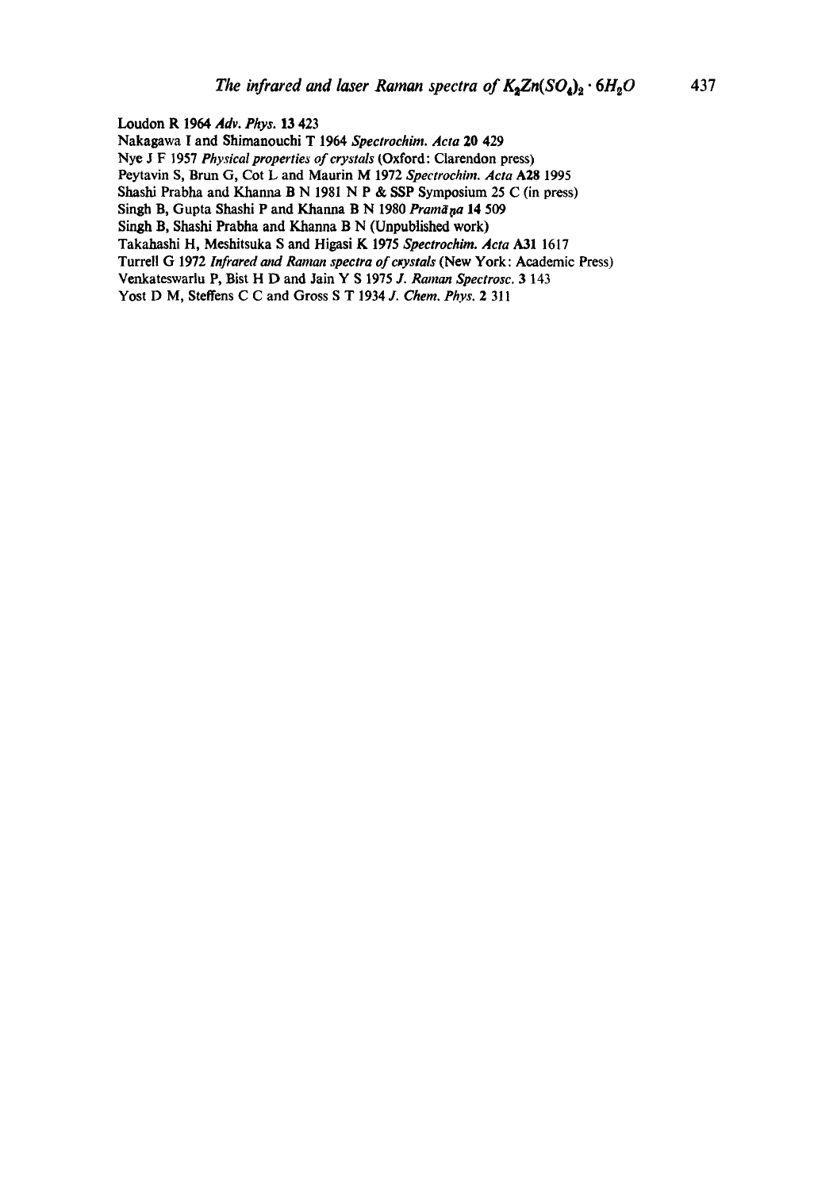Loudon R 1964 *Adv. Phys.* **13** 423

Nakagawa I and Shimanouchi T 1964 *Spectrochim. Acta* **20** 429

Nye J F 1957 *Physical properties of crystals* (Oxford: Clarendon press)

Peytavin S, Brun G, Cot L and Maurin M 1972 *Spectrochim. Acta* **A28** 1995

Shashi Prabha and Khanna B N 1981 N P & SSP Symposium 25 C (in press)

Singh B, Gupta Shashi P and Khanna B N 1980 *Pramāṇa* **14** 509

Singh B, Shashi Prabha and Khanna B N (Unpublished work)

Takahashi H, Meshitsuka S and Higasi K 1975 *Spectrochim. Acta* **A31** 1617

Turrell G 1972 *Infrared and Raman spectra of crystals* (New York: Academic Press)

Venkateswarlu P, Bist H D and Jain Y S 1975 *J. Raman Spectrosc.* **3** 143

Yost D M, Steffens C C and Gross S T 1934 *J. Chem. Phys.* **2** 311